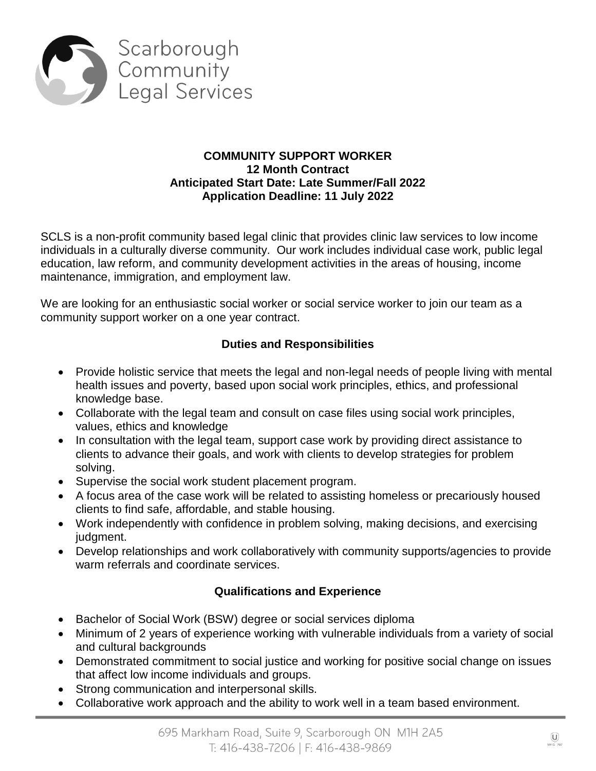Scarborough Community Legal Services

# COMMUNITY SUPPORT WORKER

**12 Month Contract**
**Anticipated Start Date: Late Summer/Fall 2022**
**Application Deadline: 11 July 2022**

SCLS is a non-profit community based legal clinic that provides clinic law services to low income individuals in a culturally diverse community. Our work includes individual case work, public legal education, law reform, and community development activities in the areas of housing, income maintenance, immigration, and employment law.

We are looking for an enthusiastic social worker or social service worker to join our team as a community support worker on a one year contract.

## Duties and Responsibilities

- Provide holistic service that meets the legal and non-legal needs of people living with mental health issues and poverty, based upon social work principles, ethics, and professional knowledge base.
- Collaborate with the legal team and consult on case files using social work principles, values, ethics and knowledge
- In consultation with the legal team, support case work by providing direct assistance to clients to advance their goals, and work with clients to develop strategies for problem solving.
- Supervise the social work student placement program.
- A focus area of the case work will be related to assisting homeless or precariously housed clients to find safe, affordable, and stable housing.
- Work independently with confidence in problem solving, making decisions, and exercising judgment.
- Develop relationships and work collaboratively with community supports/agencies to provide warm referrals and coordinate services.

## Qualifications and Experience

- Bachelor of Social Work (BSW) degree or social services diploma
- Minimum of 2 years of experience working with vulnerable individuals from a variety of social and cultural backgrounds
- Demonstrated commitment to social justice and working for positive social change on issues that affect low income individuals and groups.
- Strong communication and interpersonal skills.
- Collaborative work approach and the ability to work well in a team based environment.

695 Markham Road, Suite 9, Scarborough ON M1H 2A5
T: 416-438-7206 | F: 416-438-9869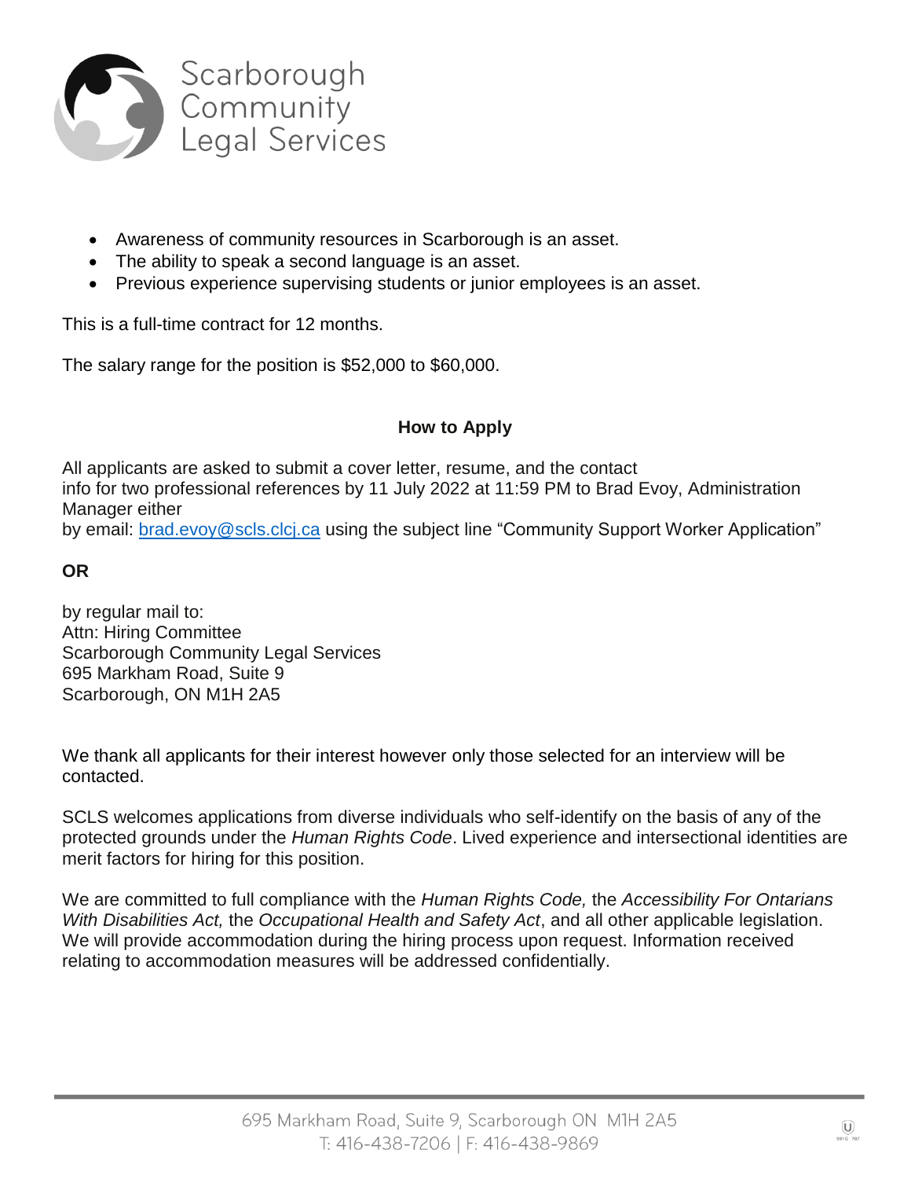- Awareness of community resources in Scarborough is an asset.
- The ability to speak a second language is an asset.
- Previous experience supervising students or junior employees is an asset.

This is a full-time contract for 12 months.

The salary range for the position is $52,000 to $60,000.

**How to Apply**

All applicants are asked to submit a cover letter, resume, and the contact info for two professional references by 11 July 2022 at 11:59 PM to Brad Evoy, Administration Manager either by email: brad.evoy@scls.clcj.ca using the subject line "Community Support Worker Application"

**OR**

by regular mail to:
Attn: Hiring Committee
Scarborough Community Legal Services
695 Markham Road, Suite 9
Scarborough, ON M1H 2A5

We thank all applicants for their interest however only those selected for an interview will be contacted.

SCLS welcomes applications from diverse individuals who self-identify on the basis of any of the protected grounds under the *Human Rights Code*. Lived experience and intersectional identities are merit factors for hiring for this position.

We are committed to full compliance with the *Human Rights Code,* the *Accessibility For Ontarians With Disabilities Act,* the *Occupational Health and Safety Act*, and all other applicable legislation. We will provide accommodation during the hiring process upon request. Information received relating to accommodation measures will be addressed confidentially.